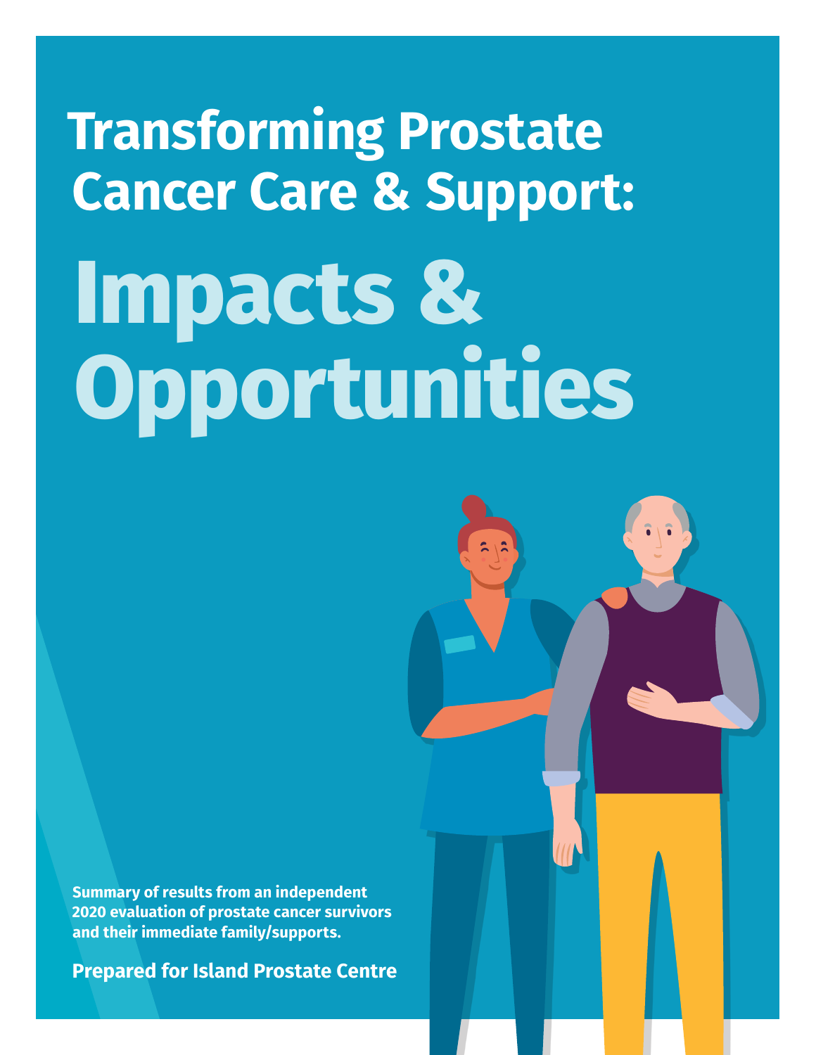# Transforming Prostate Cancer Care & Support:

# Impacts & Opportunities

**Summary of results from an independent 2020 evaluation of prostate cancer survivors and their immediate family/supports.**

**Prepared for Island Prostate Centre**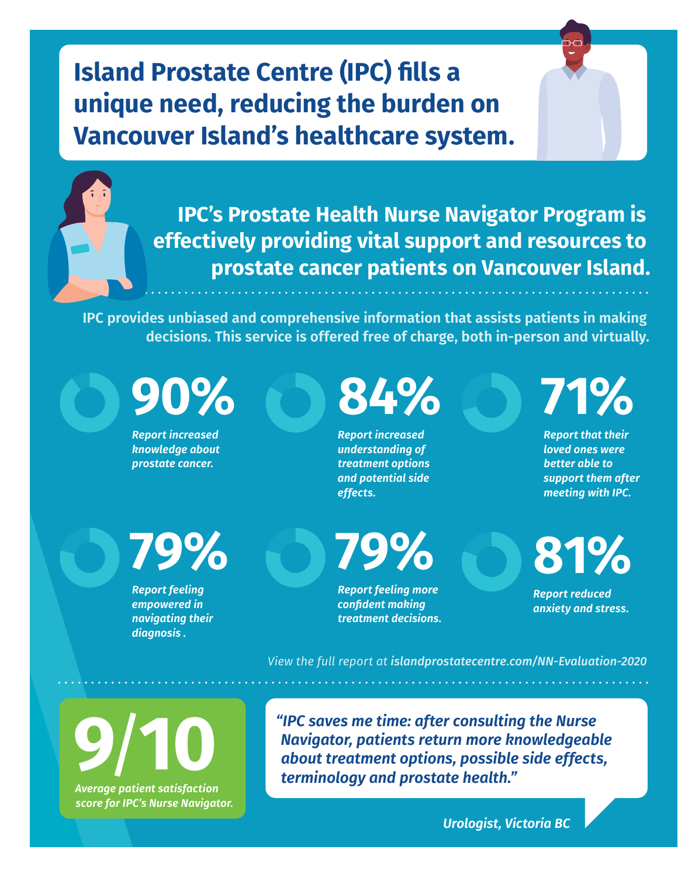# Island Prostate Centre (IPC) fills a unique need, reducing the burden on Vancouver Island's healthcare system.

## IPC's Prostate Health Nurse Navigator Program is effectively providing vital support and resources to prostate cancer patients on Vancouver Island.

**IPC provides unbiased and comprehensive information that assists patients in making decisions. This service is offered free of charge, both in-person and virtually.**

**90%**
*Report increased knowledge about prostate cancer.*

**84%**
*Report increased understanding of treatment options and potential side effects.*

**71%**
*Report that their loved ones were better able to support them after meeting with IPC.*

**79%**
*Report feeling empowered in navigating their diagnosis .*

**79%**
*Report feeling more confident making treatment decisions.*

**81%**
*Report reduced anxiety and stress.*

*View the full report at **islandprostatecentre.com/NN-Evaluation-2020***

**9/10**
*Average patient satisfaction score for IPC's Nurse Navigator.*

*"IPC saves me time: after consulting the Nurse Navigator, patients return more knowledgeable about treatment options, possible side effects, terminology and prostate health."*

*Urologist, Victoria BC*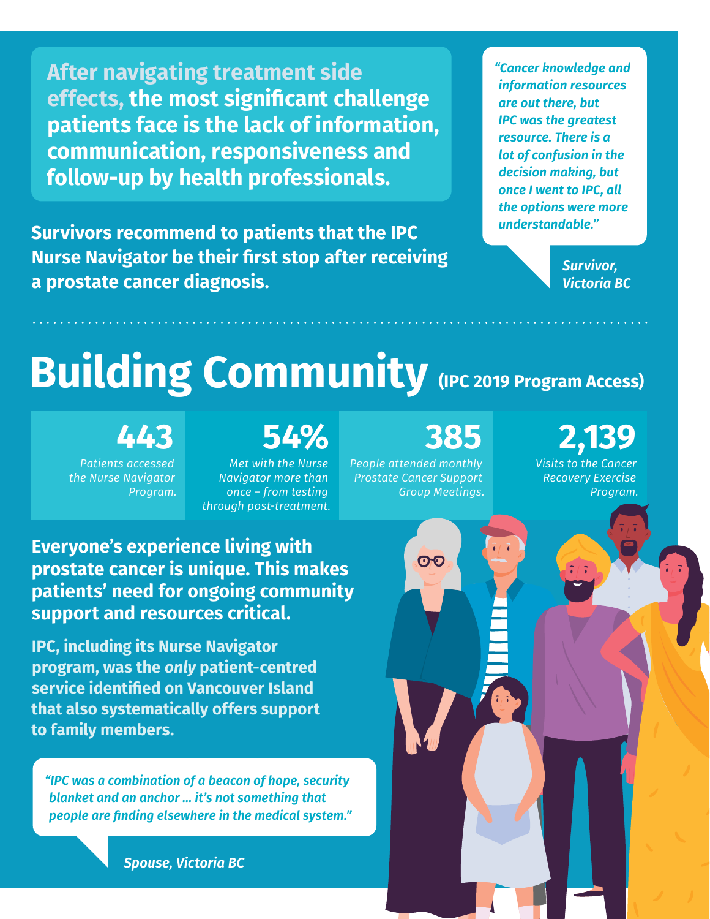**After navigating treatment side effects, the most significant challenge patients face is the lack of information, communication, responsiveness and follow-up by health professionals.**

**Survivors recommend to patients that the IPC Nurse Navigator be their first stop after receiving a prostate cancer diagnosis.**

*"Cancer knowledge and information resources are out there, but IPC was the greatest resource. There is a lot of confusion in the decision making, but once I went to IPC, all the options were more understandable."*

*Survivor, Victoria BC*

# Building Community (IPC 2019 Program Access)

**443**
*Patients accessed the Nurse Navigator Program.*

**54%**
*Met with the Nurse Navigator more than once – from testing through post-treatment.*

**385**
*People attended monthly Prostate Cancer Support Group Meetings.*

**2,139**
*Visits to the Cancer Recovery Exercise Program.*

**Everyone's experience living with prostate cancer is unique. This makes patients' need for ongoing community support and resources critical.**

**IPC, including its Nurse Navigator program, was the *only* patient-centred service identified on Vancouver Island that also systematically offers support to family members.**

*"IPC was a combination of a beacon of hope, security blanket and an anchor ... it's not something that people are finding elsewhere in the medical system."*

*Spouse, Victoria BC*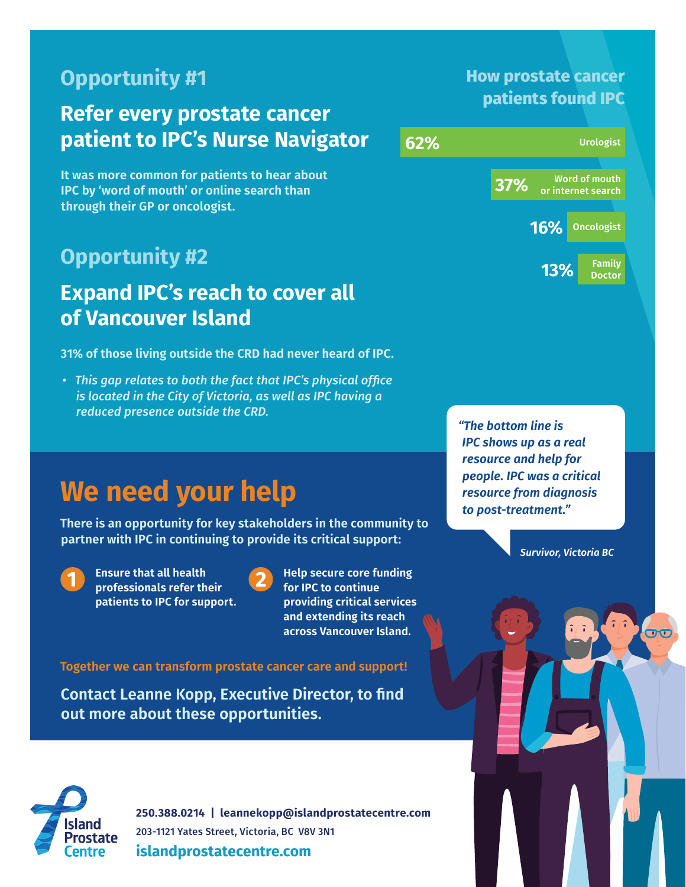## Opportunity #1

### Refer every prostate cancer patient to IPC's Nurse Navigator

**It was more common for patients to hear about IPC by 'word of mouth' or online search than through their GP or oncologist.**

### How prostate cancer patients found IPC

62% Urologist

37% Word of mouth or internet search

16% Oncologist

13% Family Doctor

## Opportunity #2

### Expand IPC's reach to cover all of Vancouver Island

**31% of those living outside the CRD had never heard of IPC.**

- *This gap relates to both the fact that IPC's physical office is located in the City of Victoria, as well as IPC having a reduced presence outside the CRD.*

*"The bottom line is IPC shows up as a real resource and help for people. IPC was a critical resource from diagnosis to post-treatment."*

*Survivor, Victoria BC*

# We need your help

**There is an opportunity for key stakeholders in the community to partner with IPC in continuing to provide its critical support:**

1. **Ensure that all health professionals refer their patients to IPC for support.**
2. **Help secure core funding for IPC to continue providing critical services and extending its reach across Vancouver Island.**

**Together we can transform prostate cancer care and support!**

**Contact Leanne Kopp, Executive Director, to find out more about these opportunities.**

Island Prostate Centre

**250.388.0214 | leannekopp@islandprostatecentre.com**

203-1121 Yates Street, Victoria, BC V8V 3N1

**islandprostatecentre.com**